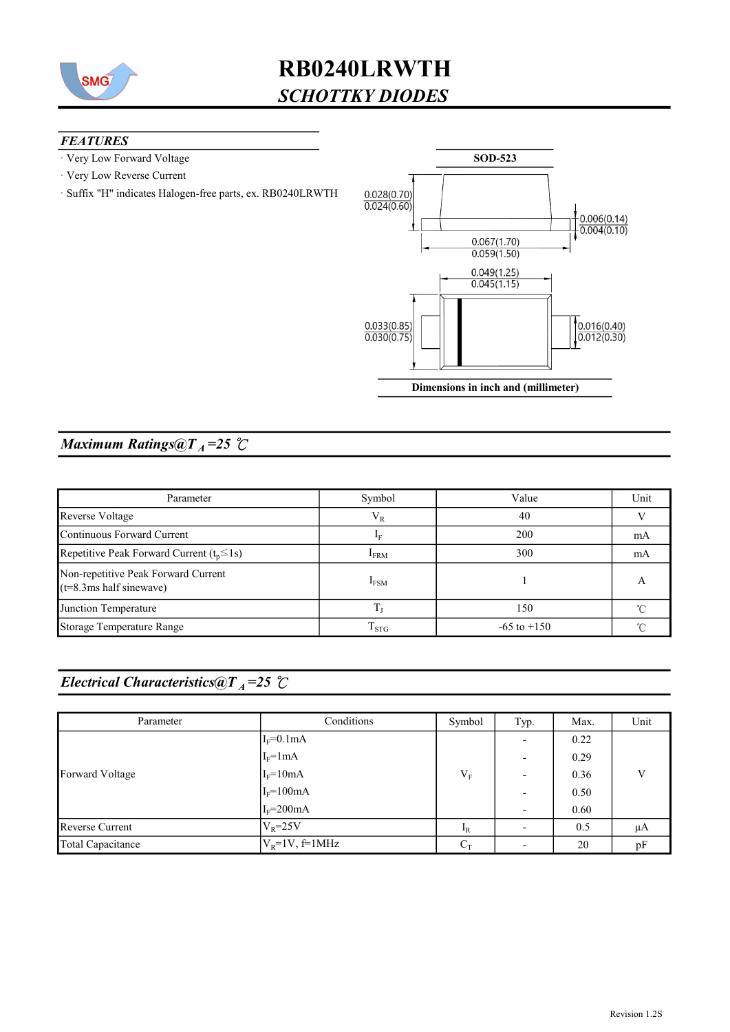# RB0240LRWTH

## *SCHOTTKY DIODES*

### *FEATURES*

- Very Low Forward Voltage
- Very Low Reverse Current
- Suffix "H" indicates Halogen-free parts, ex. RB0240LRWTH

**SOD-523**

0.028(0.70)
0.024(0.60)

0.006(0.14)
0.004(0.10)

0.067(1.70)
0.059(1.50)

0.049(1.25)
0.045(1.15)

0.033(0.85)
0.030(0.75)

0.016(0.40)
0.012(0.30)

**Dimensions in inch and (millimeter)**

## *Maximum Ratings@$T_A$=25 ℃*

| Parameter | Symbol | Value | Unit |
|---|---|---|---|
| Reverse Voltage | $V_R$ | 40 | V |
| Continuous Forward Current | $I_F$ | 200 | mA |
| Repetitive Peak Forward Current ($t_p$≤1s) | $I_{FRM}$ | 300 | mA |
| Non-repetitive Peak Forward Current (t=8.3ms half sinewave) | $I_{FSM}$ | 1 | A |
| Junction Temperature | $T_J$ | 150 | ℃ |
| Storage Temperature Range | $T_{STG}$ | -65 to +150 | ℃ |

## *Electrical Characteristics@$T_A$=25 ℃*

| Parameter | Conditions | Symbol | Typ. | Max. | Unit |
|---|---|---|---|---|---|
| Forward Voltage | $I_F$=0.1mA | $V_F$ | - | 0.22 | V |
| | $I_F$=1mA | | - | 0.29 | |
| | $I_F$=10mA | | - | 0.36 | |
| | $I_F$=100mA | | - | 0.50 | |
| | $I_F$=200mA | | - | 0.60 | |
| Reverse Current | $V_R$=25V | $I_R$ | - | 0.5 | µA |
| Total Capacitance | $V_R$=1V, f=1MHz | $C_T$ | - | 20 | pF |

Revision 1.2S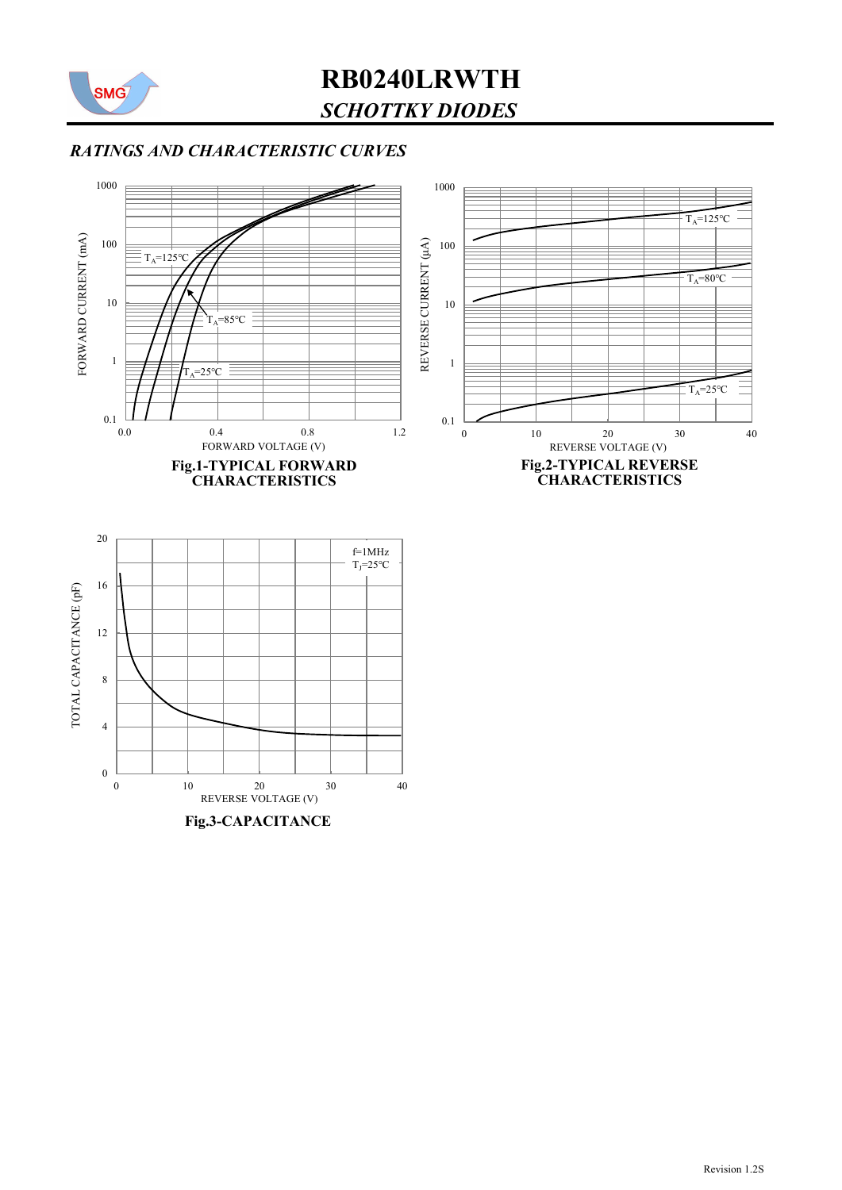# RB0240LRWTH

## *SCHOTTKY DIODES*

### *RATINGS AND CHARACTERISTIC CURVES*

Fig.1-TYPICAL FORWARD CHARACTERISTICS

Fig.2-TYPICAL REVERSE CHARACTERISTICS

Fig.3-CAPACITANCE

Revision 1.2S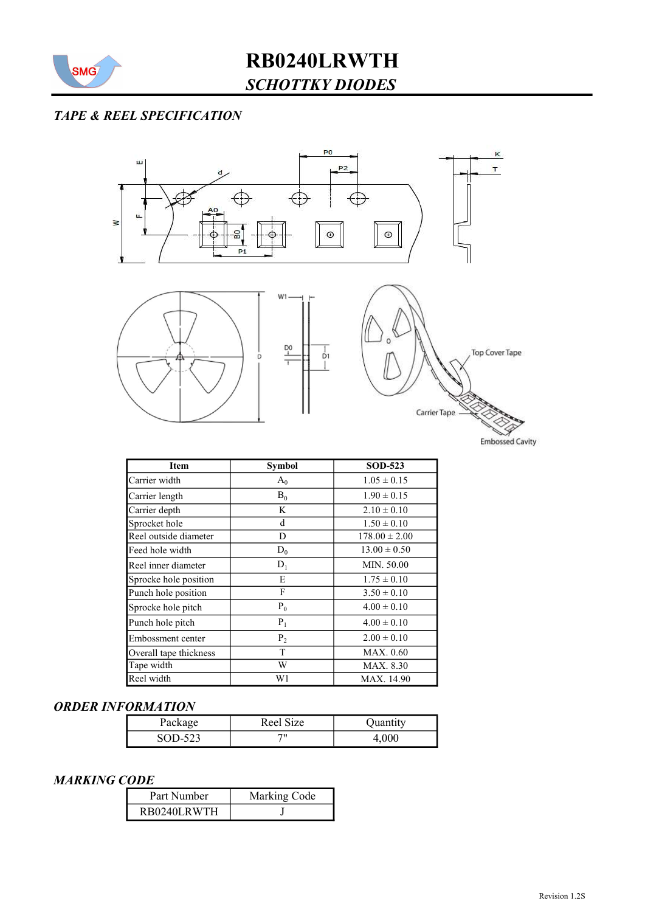# RB0240LRWTH

## *SCHOTTKY DIODES*

### *TAPE & REEL SPECIFICATION*

| Item | Symbol | SOD-523 |
|---|---|---|
| Carrier width | $A_0$ | 1.05 ± 0.15 |
| Carrier length | $B_0$ | 1.90 ± 0.15 |
| Carrier depth | K | 2.10 ± 0.10 |
| Sprocket hole | d | 1.50 ± 0.10 |
| Reel outside diameter | D | 178.00 ± 2.00 |
| Feed hole width | $D_0$ | 13.00 ± 0.50 |
| Reel inner diameter | $D_1$ | MIN. 50.00 |
| Sprocke hole position | E | 1.75 ± 0.10 |
| Punch hole position | F | 3.50 ± 0.10 |
| Sprocke hole pitch | $P_0$ | 4.00 ± 0.10 |
| Punch hole pitch | $P_1$ | 4.00 ± 0.10 |
| Embossment center | $P_2$ | 2.00 ± 0.10 |
| Overall tape thickness | T | MAX. 0.60 |
| Tape width | W | MAX. 8.30 |
| Reel width | W1 | MAX. 14.90 |

### *ORDER INFORMATION*

| Package | Reel Size | Quantity |
|---|---|---|
| SOD-523 | 7" | 4,000 |

### *MARKING CODE*

| Part Number | Marking Code |
|---|---|
| RB0240LRWTH | J |

Revision 1.2S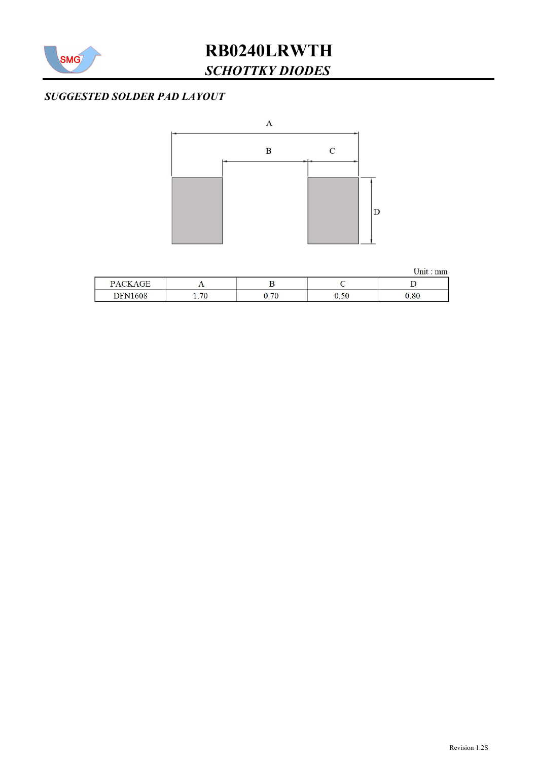# RB0240LRWTH

## *SCHOTTKY DIODES*

### *SUGGESTED SOLDER PAD LAYOUT*

A

B

C

D

Unit : mm

| PACKAGE | A | B | C | D |
|---|---|---|---|---|
| DFN1608 | 1.70 | 0.70 | 0.50 | 0.80 |

Revision 1.2S